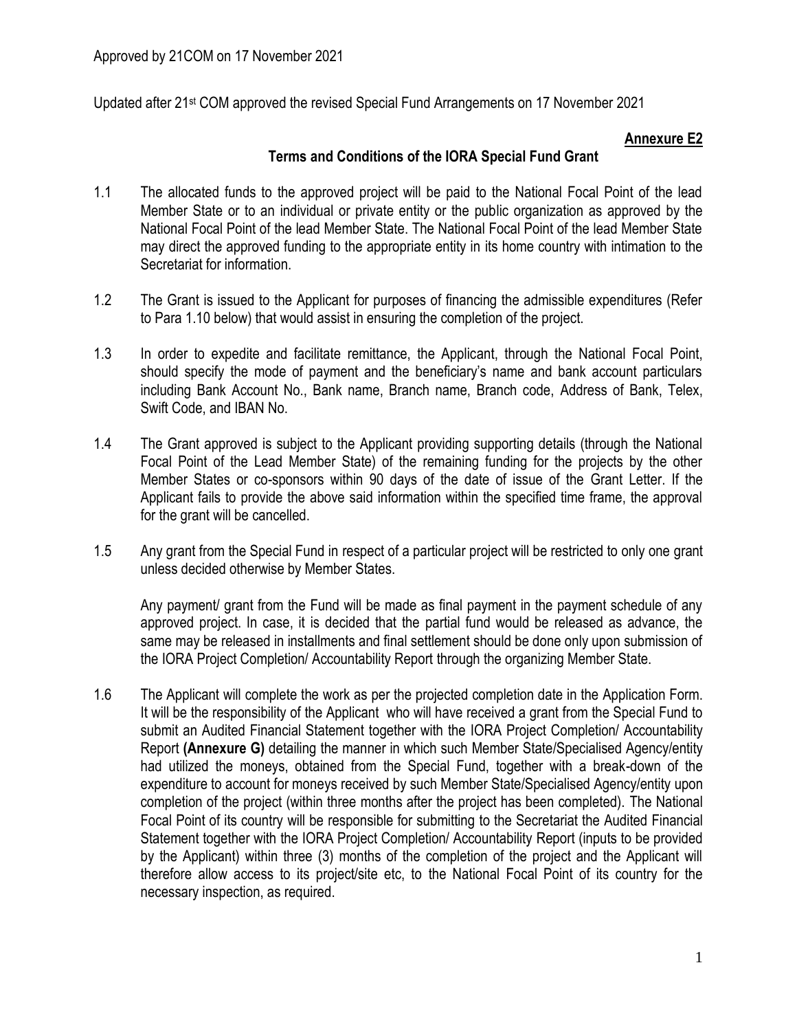Approved by 21COM on 17 November 2021

Updated after 21st COM approved the revised Special Fund Arrangements on 17 November 2021

**Annexure E2**

## Terms and Conditions of the IORA Special Fund Grant

1.1 The allocated funds to the approved project will be paid to the National Focal Point of the lead Member State or to an individual or private entity or the public organization as approved by the National Focal Point of the lead Member State. The National Focal Point of the lead Member State may direct the approved funding to the appropriate entity in its home country with intimation to the Secretariat for information.

1.2 The Grant is issued to the Applicant for purposes of financing the admissible expenditures (Refer to Para 1.10 below) that would assist in ensuring the completion of the project.

1.3 In order to expedite and facilitate remittance, the Applicant, through the National Focal Point, should specify the mode of payment and the beneficiary's name and bank account particulars including Bank Account No., Bank name, Branch name, Branch code, Address of Bank, Telex, Swift Code, and IBAN No.

1.4 The Grant approved is subject to the Applicant providing supporting details (through the National Focal Point of the Lead Member State) of the remaining funding for the projects by the other Member States or co-sponsors within 90 days of the date of issue of the Grant Letter. If the Applicant fails to provide the above said information within the specified time frame, the approval for the grant will be cancelled.

1.5 Any grant from the Special Fund in respect of a particular project will be restricted to only one grant unless decided otherwise by Member States.

Any payment/ grant from the Fund will be made as final payment in the payment schedule of any approved project. In case, it is decided that the partial fund would be released as advance, the same may be released in installments and final settlement should be done only upon submission of the IORA Project Completion/ Accountability Report through the organizing Member State.

1.6 The Applicant will complete the work as per the projected completion date in the Application Form. It will be the responsibility of the Applicant who will have received a grant from the Special Fund to submit an Audited Financial Statement together with the IORA Project Completion/ Accountability Report **(Annexure G)** detailing the manner in which such Member State/Specialised Agency/entity had utilized the moneys, obtained from the Special Fund, together with a break-down of the expenditure to account for moneys received by such Member State/Specialised Agency/entity upon completion of the project (within three months after the project has been completed). The National Focal Point of its country will be responsible for submitting to the Secretariat the Audited Financial Statement together with the IORA Project Completion/ Accountability Report (inputs to be provided by the Applicant) within three (3) months of the completion of the project and the Applicant will therefore allow access to its project/site etc, to the National Focal Point of its country for the necessary inspection, as required.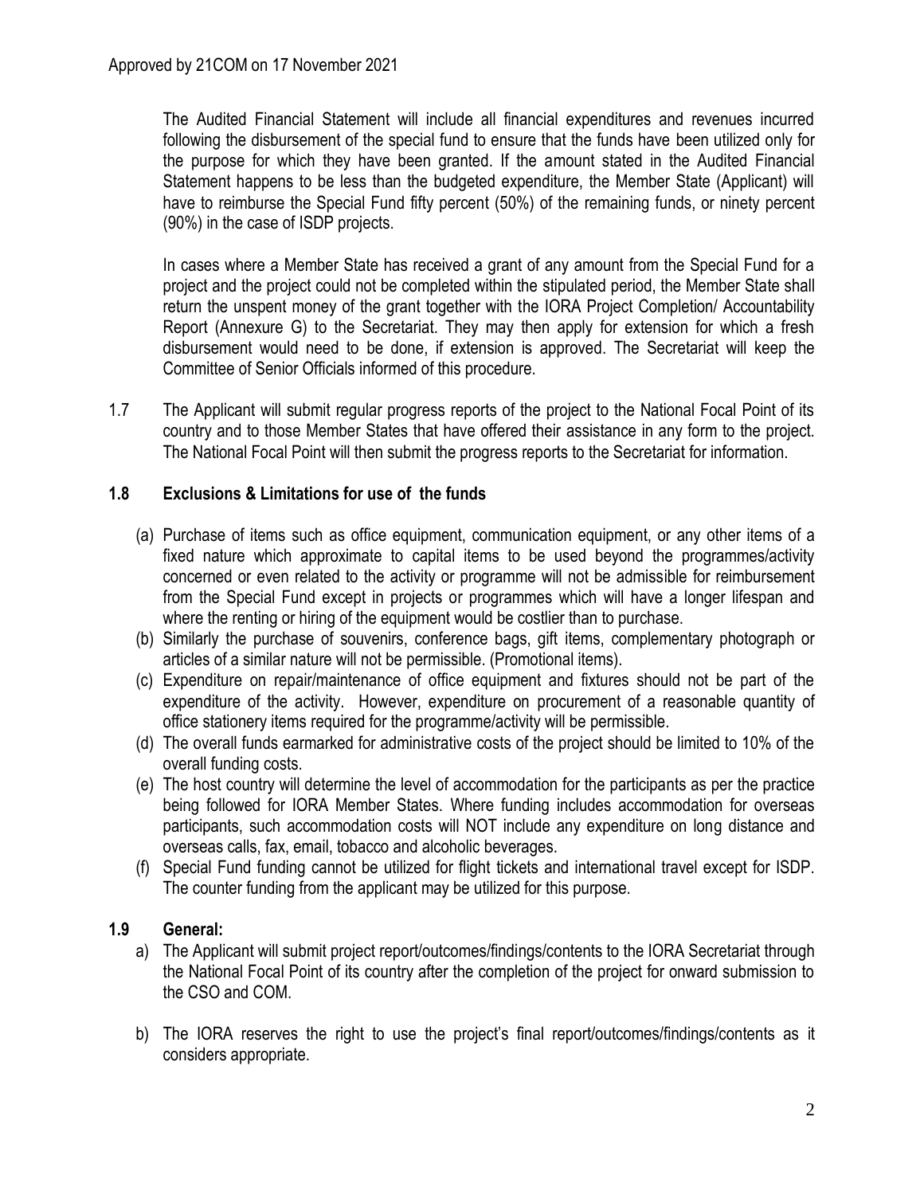The Audited Financial Statement will include all financial expenditures and revenues incurred following the disbursement of the special fund to ensure that the funds have been utilized only for the purpose for which they have been granted. If the amount stated in the Audited Financial Statement happens to be less than the budgeted expenditure, the Member State (Applicant) will have to reimburse the Special Fund fifty percent (50%) of the remaining funds, or ninety percent (90%) in the case of ISDP projects.

In cases where a Member State has received a grant of any amount from the Special Fund for a project and the project could not be completed within the stipulated period, the Member State shall return the unspent money of the grant together with the IORA Project Completion/ Accountability Report (Annexure G) to the Secretariat. They may then apply for extension for which a fresh disbursement would need to be done, if extension is approved. The Secretariat will keep the Committee of Senior Officials informed of this procedure.

1.7 The Applicant will submit regular progress reports of the project to the National Focal Point of its country and to those Member States that have offered their assistance in any form to the project. The National Focal Point will then submit the progress reports to the Secretariat for information.

### 1.8 Exclusions & Limitations for use of the funds

(a) Purchase of items such as office equipment, communication equipment, or any other items of a fixed nature which approximate to capital items to be used beyond the programmes/activity concerned or even related to the activity or programme will not be admissible for reimbursement from the Special Fund except in projects or programmes which will have a longer lifespan and where the renting or hiring of the equipment would be costlier than to purchase.

(b) Similarly the purchase of souvenirs, conference bags, gift items, complementary photograph or articles of a similar nature will not be permissible. (Promotional items).

(c) Expenditure on repair/maintenance of office equipment and fixtures should not be part of the expenditure of the activity. However, expenditure on procurement of a reasonable quantity of office stationery items required for the programme/activity will be permissible.

(d) The overall funds earmarked for administrative costs of the project should be limited to 10% of the overall funding costs.

(e) The host country will determine the level of accommodation for the participants as per the practice being followed for IORA Member States. Where funding includes accommodation for overseas participants, such accommodation costs will NOT include any expenditure on long distance and overseas calls, fax, email, tobacco and alcoholic beverages.

(f) Special Fund funding cannot be utilized for flight tickets and international travel except for ISDP. The counter funding from the applicant may be utilized for this purpose.

### 1.9 General:

a) The Applicant will submit project report/outcomes/findings/contents to the IORA Secretariat through the National Focal Point of its country after the completion of the project for onward submission to the CSO and COM.

b) The IORA reserves the right to use the project's final report/outcomes/findings/contents as it considers appropriate.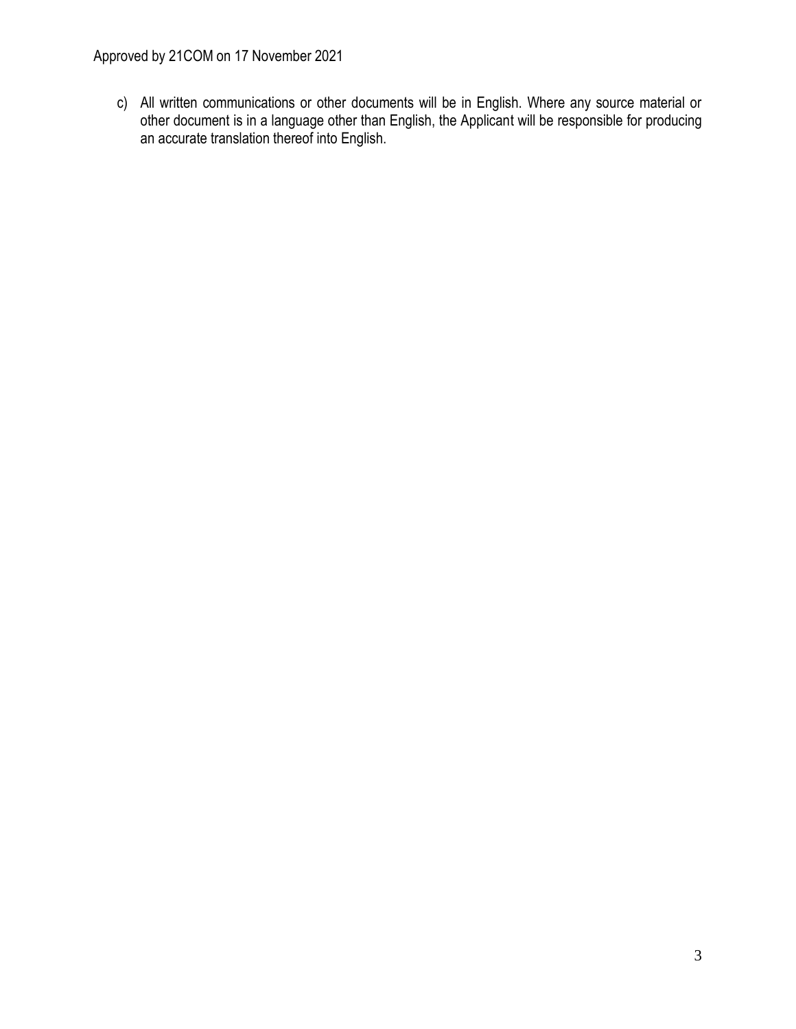c) All written communications or other documents will be in English. Where any source material or other document is in a language other than English, the Applicant will be responsible for producing an accurate translation thereof into English.